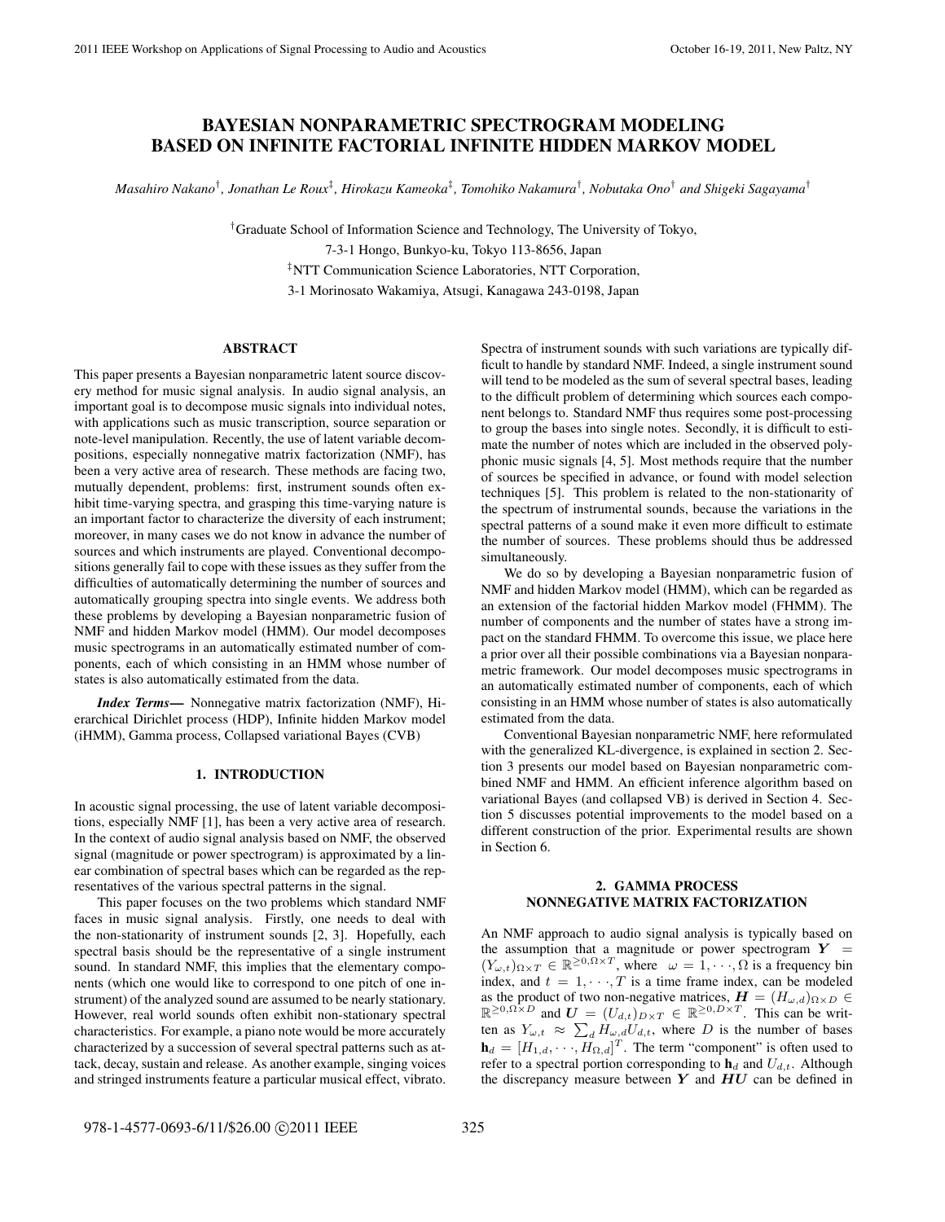# BAYESIAN NONPARAMETRIC SPECTROGRAM MODELING BASED ON INFINITE FACTORIAL INFINITE HIDDEN MARKOV MODEL

*Masahiro Nakano*[†], *Jonathan Le Roux*[‡], *Hirokazu Kameoka*[‡], *Tomohiko Nakamura*[†], *Nobutaka Ono*[†] *and Shigeki Sagayama*[†]

[†]Graduate School of Information Science and Technology, The University of Tokyo,
7-3-1 Hongo, Bunkyo-ku, Tokyo 113-8656, Japan
[‡]NTT Communication Science Laboratories, NTT Corporation,
3-1 Morinosato Wakamiya, Atsugi, Kanagawa 243-0198, Japan

## ABSTRACT

This paper presents a Bayesian nonparametric latent source discovery method for music signal analysis. In audio signal analysis, an important goal is to decompose music signals into individual notes, with applications such as music transcription, source separation or note-level manipulation. Recently, the use of latent variable decompositions, especially nonnegative matrix factorization (NMF), has been a very active area of research. These methods are facing two, mutually dependent, problems: first, instrument sounds often exhibit time-varying spectra, and grasping this time-varying nature is an important factor to characterize the diversity of each instrument; moreover, in many cases we do not know in advance the number of sources and which instruments are played. Conventional decompositions generally fail to cope with these issues as they suffer from the difficulties of automatically determining the number of sources and automatically grouping spectra into single events. We address both these problems by developing a Bayesian nonparametric fusion of NMF and hidden Markov model (HMM). Our model decomposes music spectrograms in an automatically estimated number of components, each of which consisting in an HMM whose number of states is also automatically estimated from the data.

***Index Terms***— Nonnegative matrix factorization (NMF), Hierarchical Dirichlet process (HDP), Infinite hidden Markov model (iHMM), Gamma process, Collapsed variational Bayes (CVB)

## 1. INTRODUCTION

In acoustic signal processing, the use of latent variable decompositions, especially NMF [1], has been a very active area of research. In the context of audio signal analysis based on NMF, the observed signal (magnitude or power spectrogram) is approximated by a linear combination of spectral bases which can be regarded as the representatives of the various spectral patterns in the signal.

This paper focuses on the two problems which standard NMF faces in music signal analysis. Firstly, one needs to deal with the non-stationarity of instrument sounds [2, 3]. Hopefully, each spectral basis should be the representative of a single instrument sound. In standard NMF, this implies that the elementary components (which one would like to correspond to one pitch of one instrument) of the analyzed sound are assumed to be nearly stationary. However, real world sounds often exhibit non-stationary spectral characteristics. For example, a piano note would be more accurately characterized by a succession of several spectral patterns such as attack, decay, sustain and release. As another example, singing voices and stringed instruments feature a particular musical effect, vibrato. Spectra of instrument sounds with such variations are typically difficult to handle by standard NMF. Indeed, a single instrument sound will tend to be modeled as the sum of several spectral bases, leading to the difficult problem of determining which sources each component belongs to. Standard NMF thus requires some post-processing to group the bases into single notes. Secondly, it is difficult to estimate the number of notes which are included in the observed polyphonic music signals [4, 5]. Most methods require that the number of sources be specified in advance, or found with model selection techniques [5]. This problem is related to the non-stationarity of the spectrum of instrumental sounds, because the variations in the spectral patterns of a sound make it even more difficult to estimate the number of sources. These problems should thus be addressed simultaneously.

We do so by developing a Bayesian nonparametric fusion of NMF and hidden Markov model (HMM), which can be regarded as an extension of the factorial hidden Markov model (FHMM). The number of components and the number of states have a strong impact on the standard FHMM. To overcome this issue, we place here a prior over all their possible combinations via a Bayesian nonparametric framework. Our model decomposes music spectrograms in an automatically estimated number of components, each of which consisting in an HMM whose number of states is also automatically estimated from the data.

Conventional Bayesian nonparametric NMF, here reformulated with the generalized KL-divergence, is explained in section 2. Section 3 presents our model based on Bayesian nonparametric combined NMF and HMM. An efficient inference algorithm based on variational Bayes (and collapsed VB) is derived in Section 4. Section 5 discusses potential improvements to the model based on a different construction of the prior. Experimental results are shown in Section 6.

## 2. GAMMA PROCESS NONNEGATIVE MATRIX FACTORIZATION

An NMF approach to audio signal analysis is typically based on the assumption that a magnitude or power spectrogram $\boldsymbol{Y} = (Y_{\omega,t})_{\Omega \times T} \in \mathbb{R}^{\geq 0, \Omega \times T}$, where $\omega = 1, \cdots, \Omega$ is a frequency bin index, and $t = 1, \cdots, T$ is a time frame index, can be modeled as the product of two non-negative matrices, $\boldsymbol{H} = (H_{\omega,d})_{\Omega \times D} \in \mathbb{R}^{\geq 0, \Omega \times D}$ and $\boldsymbol{U} = (U_{d,t})_{D \times T} \in \mathbb{R}^{\geq 0, D \times T}$. This can be written as $Y_{\omega,t} \approx \sum_d H_{\omega,d} U_{d,t}$, where $D$ is the number of bases $\mathbf{h}_d = [H_{1,d}, \cdots, H_{\Omega,d}]^T$. The term "component" is often used to refer to a spectral portion corresponding to $\mathbf{h}_d$ and $U_{d,t}$. Although the discrepancy measure between $\boldsymbol{Y}$ and $\boldsymbol{HU}$ can be defined in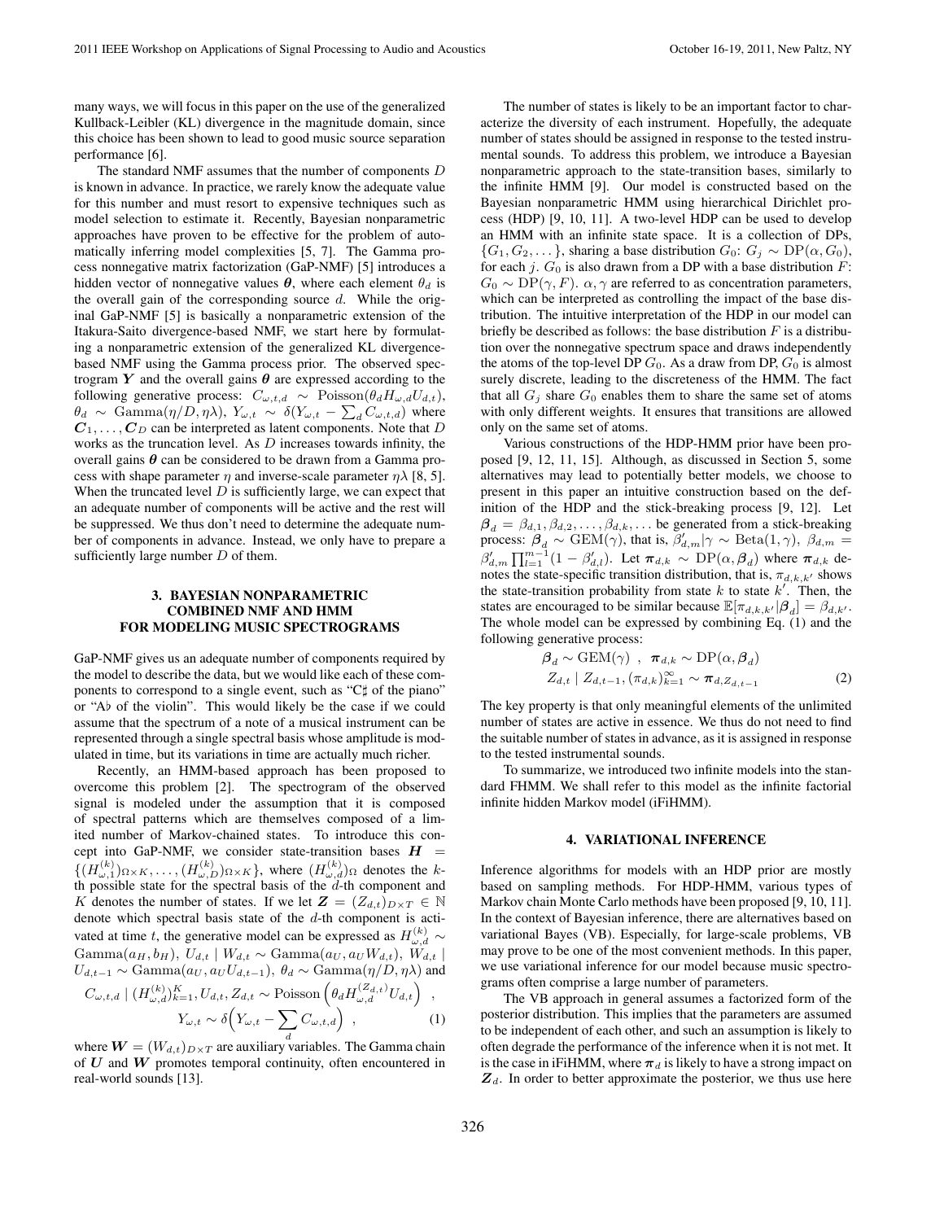many ways, we will focus in this paper on the use of the generalized Kullback-Leibler (KL) divergence in the magnitude domain, since this choice has been shown to lead to good music source separation performance [6].

The standard NMF assumes that the number of components $D$ is known in advance. In practice, we rarely know the adequate value for this number and must resort to expensive techniques such as model selection to estimate it. Recently, Bayesian nonparametric approaches have proven to be effective for the problem of automatically inferring model complexities [5, 7]. The Gamma process nonnegative matrix factorization (GaP-NMF) [5] introduces a hidden vector of nonnegative values $\boldsymbol{\theta}$, where each element $\theta_d$ is the overall gain of the corresponding source $d$. While the original GaP-NMF [5] is basically a nonparametric extension of the Itakura-Saito divergence-based NMF, we start here by formulating a nonparametric extension of the generalized KL divergence-based NMF using the Gamma process prior. The observed spectrogram $\boldsymbol{Y}$ and the overall gains $\boldsymbol{\theta}$ are expressed according to the following generative process: $C_{\omega,t,d} \sim \text{Poisson}(\theta_d H_{\omega,d} U_{d,t})$, $\theta_d \sim \text{Gamma}(\eta/D, \eta\lambda)$, $Y_{\omega,t} \sim \delta(Y_{\omega,t} - \sum_d C_{\omega,t,d})$ where $\boldsymbol{C}_1, \ldots, \boldsymbol{C}_D$ can be interpreted as latent components. Note that $D$ works as the truncation level. As $D$ increases towards infinity, the overall gains $\boldsymbol{\theta}$ can be considered to be drawn from a Gamma process with shape parameter $\eta$ and inverse-scale parameter $\eta\lambda$ [8, 5]. When the truncated level $D$ is sufficiently large, we can expect that an adequate number of components will be active and the rest will be suppressed. We thus don't need to determine the adequate number of components in advance. Instead, we only have to prepare a sufficiently large number $D$ of them.

## 3. BAYESIAN NONPARAMETRIC COMBINED NMF AND HMM FOR MODELING MUSIC SPECTROGRAMS

GaP-NMF gives us an adequate number of components required by the model to describe the data, but we would like each of these components to correspond to a single event, such as "C♯ of the piano" or "A♭ of the violin". This would likely be the case if we could assume that the spectrum of a note of a musical instrument can be represented through a single spectral basis whose amplitude is modulated in time, but its variations in time are actually much richer.

Recently, an HMM-based approach has been proposed to overcome this problem [2]. The spectrogram of the observed signal is modeled under the assumption that it is composed of spectral patterns which are themselves composed of a limited number of Markov-chained states. To introduce this concept into GaP-NMF, we consider state-transition bases $\boldsymbol{H} = \{(H^{(k)}_{\omega,1})_{\Omega\times K}, \ldots, (H^{(k)}_{\omega,D})_{\Omega\times K}\}$, where $(H^{(k)}_{\omega,d})_{\Omega}$ denotes the $k$-th possible state for the spectral basis of the $d$-th component and $K$ denotes the number of states. If we let $\boldsymbol{Z} = (Z_{d,t})_{D\times T} \in \mathbb{N}$ denote which spectral basis state of the $d$-th component is activated at time $t$, the generative model can be expressed as $H^{(k)}_{\omega,d} \sim \text{Gamma}(a_H, b_H)$, $U_{d,t} \mid W_{d,t} \sim \text{Gamma}(a_U, a_U W_{d,t})$, $W_{d,t} \mid U_{d,t-1} \sim \text{Gamma}(a_U, a_U U_{d,t-1})$, $\theta_d \sim \text{Gamma}(\eta/D, \eta\lambda)$ and

$$C_{\omega,t,d} \mid (H^{(k)}_{\omega,d})_{k=1}^{K}, U_{d,t}, Z_{d,t} \sim \text{Poisson}\left(\theta_d H^{(Z_{d,t})}_{\omega,d} U_{d,t}\right) \ ,$$
$$Y_{\omega,t} \sim \delta\Big(Y_{\omega,t} - \sum_d C_{\omega,t,d}\Big) \ , \tag{1}$$

where $\boldsymbol{W} = (W_{d,t})_{D\times T}$ are auxiliary variables. The Gamma chain of $\boldsymbol{U}$ and $\boldsymbol{W}$ promotes temporal continuity, often encountered in real-world sounds [13].

The number of states is likely to be an important factor to characterize the diversity of each instrument. Hopefully, the adequate number of states should be assigned in response to the tested instrumental sounds. To address this problem, we introduce a Bayesian nonparametric approach to the state-transition bases, similarly to the infinite HMM [9]. Our model is constructed based on the Bayesian nonparametric HMM using hierarchical Dirichlet process (HDP) [9, 10, 11]. A two-level HDP can be used to develop an HMM with an infinite state space. It is a collection of DPs, $\{G_1, G_2, \ldots\}$, sharing a base distribution $G_0$: $G_j \sim \text{DP}(\alpha, G_0)$, for each $j$. $G_0$ is also drawn from a DP with a base distribution $F$: $G_0 \sim \text{DP}(\gamma, F)$. $\alpha, \gamma$ are referred to as concentration parameters, which can be interpreted as controlling the impact of the base distribution. The intuitive interpretation of the HDP in our model can briefly be described as follows: the base distribution $F$ is a distribution over the nonnegative spectrum space and draws independently the atoms of the top-level DP $G_0$. As a draw from DP, $G_0$ is almost surely discrete, leading to the discreteness of the HMM. The fact that all $G_j$ share $G_0$ enables them to share the same set of atoms with only different weights. It ensures that transitions are allowed only on the same set of atoms.

Various constructions of the HDP-HMM prior have been proposed [9, 12, 11, 15]. Although, as discussed in Section 5, some alternatives may lead to potentially better models, we choose to present in this paper an intuitive construction based on the definition of the HDP and the stick-breaking process [9, 12]. Let $\boldsymbol{\beta}_d = \beta_{d,1}, \beta_{d,2}, \ldots, \beta_{d,k}, \ldots$ be generated from a stick-breaking process: $\boldsymbol{\beta}_d \sim \text{GEM}(\gamma)$, that is, $\beta'_{d,m} \mid \gamma \sim \text{Beta}(1, \gamma)$, $\beta_{d,m} = \beta'_{d,m} \prod_{l=1}^{m-1}(1 - \beta'_{d,l})$. Let $\boldsymbol{\pi}_{d,k} \sim \text{DP}(\alpha, \boldsymbol{\beta}_d)$ where $\boldsymbol{\pi}_{d,k}$ denotes the state-specific transition distribution, that is, $\pi_{d,k,k'}$ shows the state-transition probability from state $k$ to state $k'$. Then, the states are encouraged to be similar because $\mathbb{E}[\pi_{d,k,k'} \mid \boldsymbol{\beta}_d] = \beta_{d,k'}$. The whole model can be expressed by combining Eq. (1) and the following generative process:

$$\boldsymbol{\beta}_d \sim \text{GEM}(\gamma) \ , \ \ \boldsymbol{\pi}_{d,k} \sim \text{DP}(\alpha, \boldsymbol{\beta}_d)$$
$$Z_{d,t} \mid Z_{d,t-1}, (\pi_{d,k})_{k=1}^{\infty} \sim \boldsymbol{\pi}_{d,Z_{d,t-1}} \tag{2}$$

The key property is that only meaningful elements of the unlimited number of states are active in essence. We thus do not need to find the suitable number of states in advance, as it is assigned in response to the tested instrumental sounds.

To summarize, we introduced two infinite models into the standard FHMM. We shall refer to this model as the infinite factorial infinite hidden Markov model (iFiHMM).

## 4. VARIATIONAL INFERENCE

Inference algorithms for models with an HDP prior are mostly based on sampling methods. For HDP-HMM, various types of Markov chain Monte Carlo methods have been proposed [9, 10, 11]. In the context of Bayesian inference, there are alternatives based on variational Bayes (VB). Especially, for large-scale problems, VB may prove to be one of the most convenient methods. In this paper, we use variational inference for our model because music spectrograms often comprise a large number of parameters.

The VB approach in general assumes a factorized form of the posterior distribution. This implies that the parameters are assumed to be independent of each other, and such an assumption is likely to often degrade the performance of the inference when it is not met. It is the case in iFiHMM, where $\boldsymbol{\pi}_d$ is likely to have a strong impact on $\boldsymbol{Z}_d$. In order to better approximate the posterior, we thus use here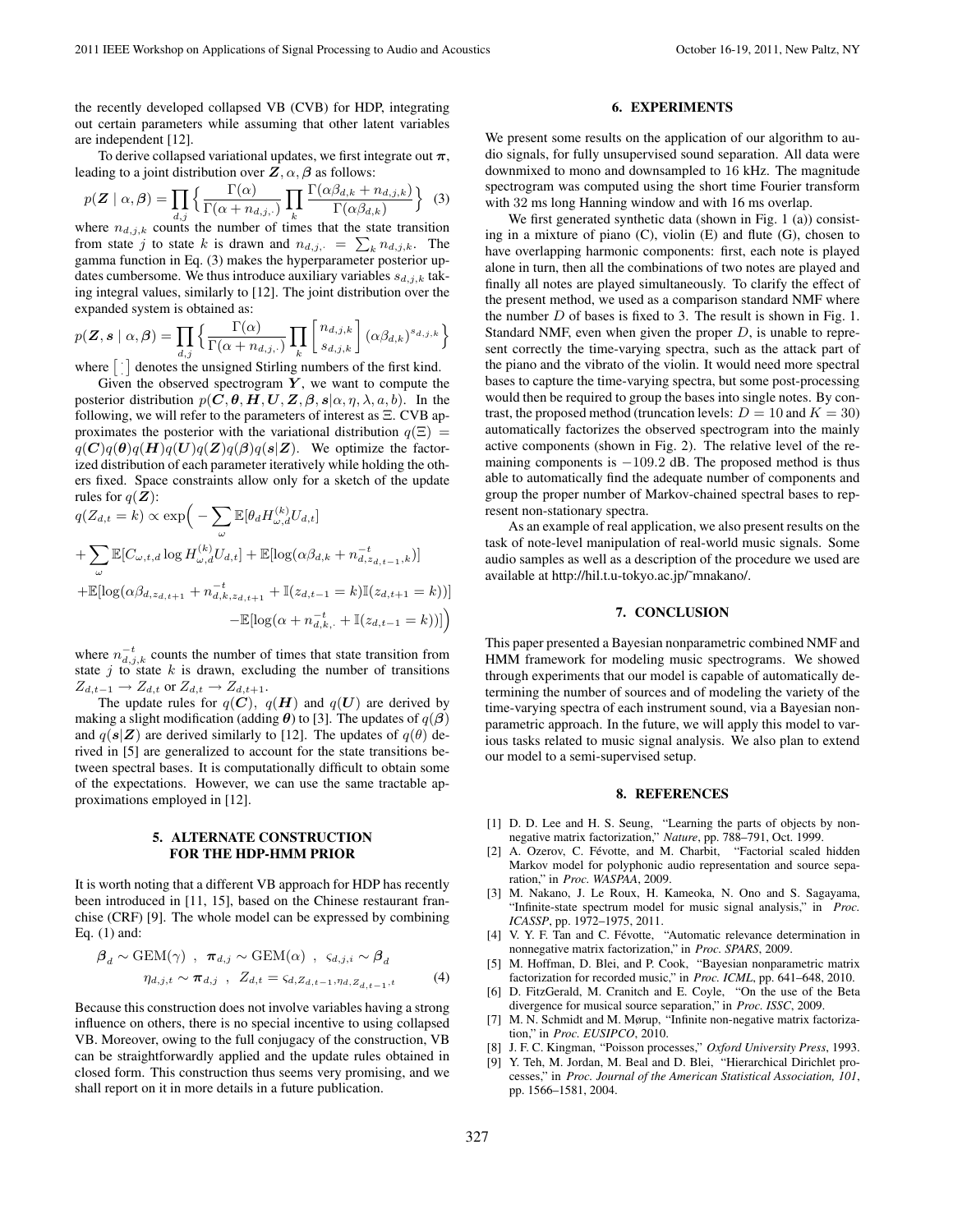the recently developed collapsed VB (CVB) for HDP, integrating out certain parameters while assuming that other latent variables are independent [12].

To derive collapsed variational updates, we first integrate out $\boldsymbol{\pi}$, leading to a joint distribution over $\boldsymbol{Z}, \alpha, \boldsymbol{\beta}$ as follows:

$$p(\boldsymbol{Z} \mid \alpha, \boldsymbol{\beta}) = \prod_{d,j} \left\{ \frac{\Gamma(\alpha)}{\Gamma(\alpha + n_{d,j,\cdot})} \prod_{k} \frac{\Gamma(\alpha\beta_{d,k} + n_{d,j,k})}{\Gamma(\alpha\beta_{d,k})} \right\} \quad (3)$$

where $n_{d,j,k}$ counts the number of times that the state transition from state $j$ to state $k$ is drawn and $n_{d,j,\cdot} = \sum_k n_{d,j,k}$. The gamma function in Eq. (3) makes the hyperparameter posterior updates cumbersome. We thus introduce auxiliary variables $s_{d,j,k}$ taking integral values, similarly to [12]. The joint distribution over the expanded system is obtained as:

$$p(\boldsymbol{Z}, \boldsymbol{s} \mid \alpha, \boldsymbol{\beta}) = \prod_{d,j} \left\{ \frac{\Gamma(\alpha)}{\Gamma(\alpha + n_{d,j,\cdot})} \prod_{k} \begin{bmatrix} n_{d,j,k} \\ s_{d,j,k} \end{bmatrix} (\alpha\beta_{d,k})^{s_{d,j,k}} \right\}$$

where $\left[ \vdots \right]$ denotes the unsigned Stirling numbers of the first kind.

Given the observed spectrogram $\boldsymbol{Y}$, we want to compute the posterior distribution $p(\boldsymbol{C}, \boldsymbol{\theta}, \boldsymbol{H}, \boldsymbol{U}, \boldsymbol{Z}, \boldsymbol{\beta}, \boldsymbol{s} | \alpha, \eta, \lambda, a, b)$. In the following, we will refer to the parameters of interest as $\Xi$. CVB approximates the posterior with the variational distribution $q(\Xi) = q(\boldsymbol{C})q(\boldsymbol{\theta})q(\boldsymbol{H})q(\boldsymbol{U})q(\boldsymbol{Z})q(\boldsymbol{\beta})q(\boldsymbol{s}|\boldsymbol{Z})$. We optimize the factorized distribution of each parameter iteratively while holding the others fixed. Space constraints allow only for a sketch of the update rules for $q(\boldsymbol{Z})$:

$$\begin{aligned}
q(Z_{d,t} = k) \propto \exp\Big( &-\sum_{\omega} \mathbb{E}[\theta_d H^{(k)}_{\omega,d} U_{d,t}] \\
&+ \sum_{\omega} \mathbb{E}[C_{\omega,t,d} \log H^{(k)}_{\omega,d} U_{d,t}] + \mathbb{E}[\log(\alpha\beta_{d,k} + n^{-t}_{d,z_{d,t-1},k})] \\
&+ \mathbb{E}[\log(\alpha\beta_{d,z_{d,t+1}} + n^{-t}_{d,k,z_{d,t+1}} + \mathbb{I}(z_{d,t-1} = k)\mathbb{I}(z_{d,t+1} = k))] \\
&- \mathbb{E}[\log(\alpha + n^{-t}_{d,k,\cdot} + \mathbb{I}(z_{d,t-1} = k))] \Big)
\end{aligned}$$

where $n^{-t}_{d,j,k}$ counts the number of times that state transition from state $j$ to state $k$ is drawn, excluding the number of transitions $Z_{d,t-1} \rightarrow Z_{d,t}$ or $Z_{d,t} \rightarrow Z_{d,t+1}$.

The update rules for $q(\boldsymbol{C})$, $q(\boldsymbol{H})$ and $q(\boldsymbol{U})$ are derived by making a slight modification (adding $\boldsymbol{\theta}$) to [3]. The updates of $q(\boldsymbol{\beta})$ and $q(\boldsymbol{s}|\boldsymbol{Z})$ are derived similarly to [12]. The updates of $q(\theta)$ derived in [5] are generalized to account for the state transitions between spectral bases. It is computationally difficult to obtain some of the expectations. However, we can use the same tractable approximations employed in [12].

## 5. ALTERNATE CONSTRUCTION FOR THE HDP-HMM PRIOR

It is worth noting that a different VB approach for HDP has recently been introduced in [11, 15], based on the Chinese restaurant franchise (CRF) [9]. The whole model can be expressed by combining Eq. (1) and:

$$\begin{gathered}
\boldsymbol{\beta}_d \sim \mathrm{GEM}(\gamma) \ , \ \boldsymbol{\pi}_{d,j} \sim \mathrm{GEM}(\alpha) \ , \ \varsigma_{d,j,i} \sim \boldsymbol{\beta}_d \\
\eta_{d,j,t} \sim \boldsymbol{\pi}_{d,j} \ , \ Z_{d,t} = \varsigma_{d,Z_{d,t-1},\eta_{d,Z_{d,t-1},t}}
\end{gathered} \quad (4)$$

Because this construction does not involve variables having a strong influence on others, there is no special incentive to using collapsed VB. Moreover, owing to the full conjugacy of the construction, VB can be straightforwardly applied and the update rules obtained in closed form. This construction thus seems very promising, and we shall report on it in more details in a future publication.

## 6. EXPERIMENTS

We present some results on the application of our algorithm to audio signals, for fully unsupervised sound separation. All data were downmixed to mono and downsampled to 16 kHz. The magnitude spectrogram was computed using the short time Fourier transform with 32 ms long Hanning window and with 16 ms overlap.

We first generated synthetic data (shown in Fig. 1 (a)) consisting in a mixture of piano (C), violin (E) and flute (G), chosen to have overlapping harmonic components: first, each note is played alone in turn, then all the combinations of two notes are played and finally all notes are played simultaneously. To clarify the effect of the present method, we used as a comparison standard NMF where the number $D$ of bases is fixed to 3. The result is shown in Fig. 1. Standard NMF, even when given the proper $D$, is unable to represent correctly the time-varying spectra, such as the attack part of the piano and the vibrato of the violin. It would need more spectral bases to capture the time-varying spectra, but some post-processing would then be required to group the bases into single notes. By contrast, the proposed method (truncation levels: $D = 10$ and $K = 30$) automatically factorizes the observed spectrogram into the mainly active components (shown in Fig. 2). The relative level of the remaining components is $-109.2$ dB. The proposed method is thus able to automatically find the adequate number of components and group the proper number of Markov-chained spectral bases to represent non-stationary spectra.

As an example of real application, we also present results on the task of note-level manipulation of real-world music signals. Some audio samples as well as a description of the procedure we used are available at http://hil.t.u-tokyo.ac.jp/˜mnakano/.

## 7. CONCLUSION

This paper presented a Bayesian nonparametric combined NMF and HMM framework for modeling music spectrograms. We showed through experiments that our model is capable of automatically determining the number of sources and of modeling the variety of the time-varying spectra of each instrument sound, via a Bayesian nonparametric approach. In the future, we will apply this model to various tasks related to music signal analysis. We also plan to extend our model to a semi-supervised setup.

## 8. REFERENCES

[1] D. D. Lee and H. S. Seung, "Learning the parts of objects by nonnegative matrix factorization," *Nature*, pp. 788–791, Oct. 1999.

[2] A. Ozerov, C. Févotte, and M. Charbit, "Factorial scaled hidden Markov model for polyphonic audio representation and source separation," in *Proc. WASPAA*, 2009.

[3] M. Nakano, J. Le Roux, H. Kameoka, N. Ono and S. Sagayama, "Infinite-state spectrum model for music signal analysis," in *Proc. ICASSP*, pp. 1972–1975, 2011.

[4] V. Y. F. Tan and C. Févotte, "Automatic relevance determination in nonnegative matrix factorization," in *Proc. SPARS*, 2009.

[5] M. Hoffman, D. Blei, and P. Cook, "Bayesian nonparametric matrix factorization for recorded music," in *Proc. ICML*, pp. 641–648, 2010.

[6] D. FitzGerald, M. Cranitch and E. Coyle, "On the use of the Beta divergence for musical source separation," in *Proc. ISSC*, 2009.

[7] M. N. Schmidt and M. Mørup, "Infinite non-negative matrix factorization," in *Proc. EUSIPCO*, 2010.

[8] J. F. C. Kingman, "Poisson processes," *Oxford University Press*, 1993.

[9] Y. Teh, M. Jordan, M. Beal and D. Blei, "Hierarchical Dirichlet processes," in *Proc. Journal of the American Statistical Association, 101*, pp. 1566–1581, 2004.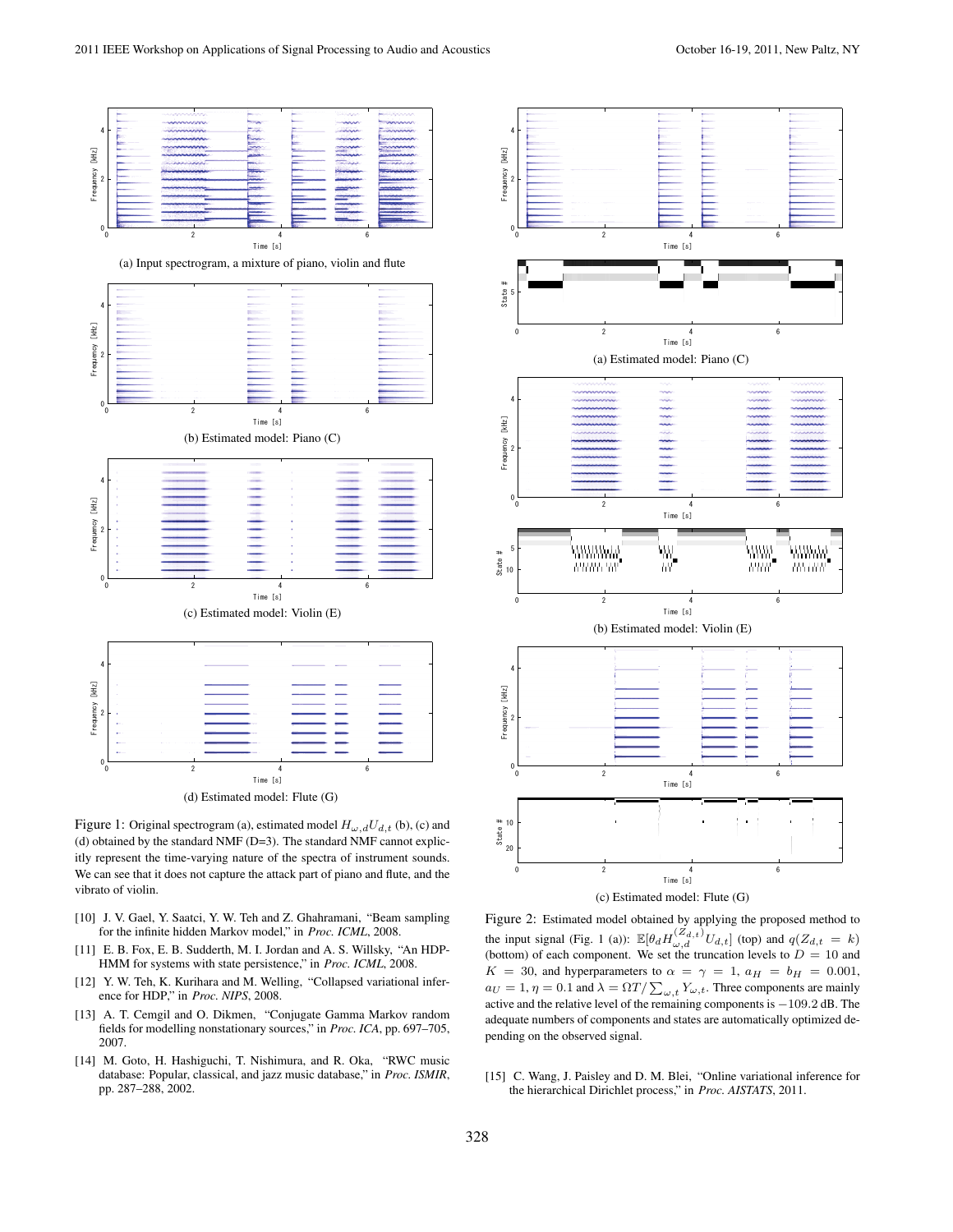Time [s]

Frequency [kHz]

(a) Input spectrogram, a mixture of piano, violin and flute

(b) Estimated model: Piano (C)

(c) Estimated model: Violin (E)

(d) Estimated model: Flute (G)

Figure 1: Original spectrogram (a), estimated model $H_{\omega,d}U_{d,t}$ (b), (c) and (d) obtained by the standard NMF (D=3). The standard NMF cannot explicitly represent the time-varying nature of the spectra of instrument sounds. We can see that it does not capture the attack part of piano and flute, and the vibrato of violin.

State #

(a) Estimated model: Piano (C)

(b) Estimated model: Violin (E)

(c) Estimated model: Flute (G)

Figure 2: Estimated model obtained by applying the proposed method to the input signal (Fig. 1 (a)): $\mathbb{E}[\theta_d H_{\omega,d}^{(Z_{d,t})} U_{d,t}]$ (top) and $q(Z_{d,t} = k)$ (bottom) of each component. We set the truncation levels to $D = 10$ and $K = 30$, and hyperparameters to $\alpha = \gamma = 1$, $a_H = b_H = 0.001$, $a_U = 1, \eta = 0.1$ and $\lambda = \Omega T / \sum_{\omega,t} Y_{\omega,t}$. Three components are mainly active and the relative level of the remaining components is $-109.2$ dB. The adequate numbers of components and states are automatically optimized depending on the observed signal.

[10] J. V. Gael, Y. Saatci, Y. W. Teh and Z. Ghahramani, "Beam sampling for the infinite hidden Markov model," in *Proc. ICML*, 2008.

[11] E. B. Fox, E. B. Sudderth, M. I. Jordan and A. S. Willsky, "An HDP-HMM for systems with state persistence," in *Proc. ICML*, 2008.

[12] Y. W. Teh, K. Kurihara and M. Welling, "Collapsed variational inference for HDP," in *Proc. NIPS*, 2008.

[13] A. T. Cemgil and O. Dikmen, "Conjugate Gamma Markov random fields for modelling nonstationary sources," in *Proc. ICA*, pp. 697–705, 2007.

[14] M. Goto, H. Hashiguchi, T. Nishimura, and R. Oka, "RWC music database: Popular, classical, and jazz music database," in *Proc. ISMIR*, pp. 287–288, 2002.

[15] C. Wang, J. Paisley and D. M. Blei, "Online variational inference for the hierarchical Dirichlet process," in *Proc. AISTATS*, 2011.